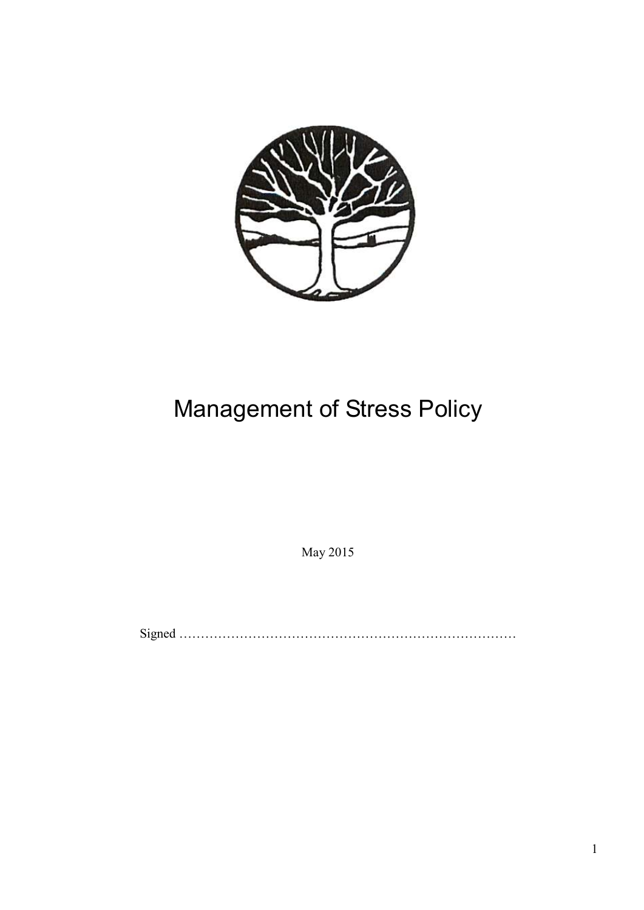# Management of Stress Policy

May 2015

Signed ……………………………………………………………………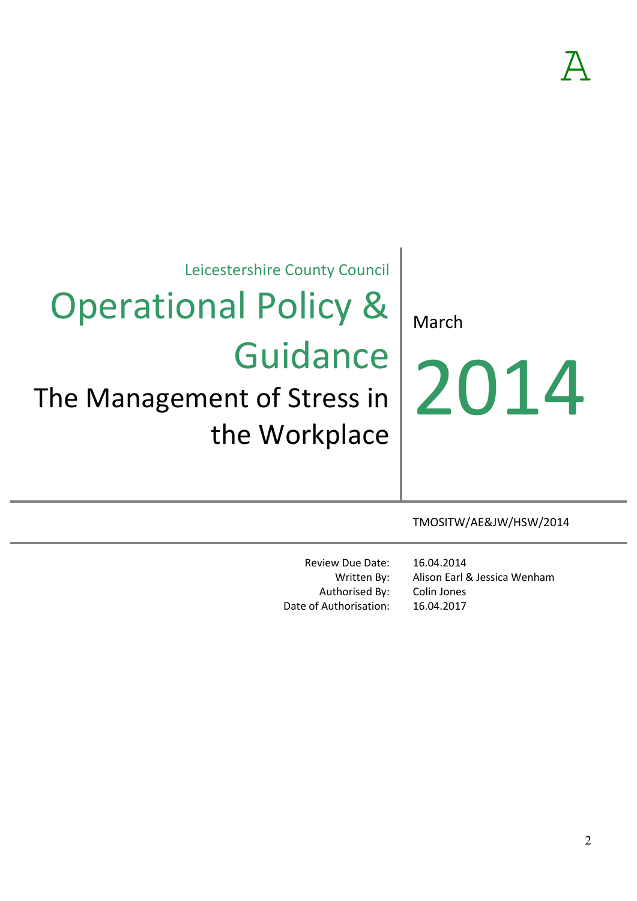A

Leicestershire County Council

# Operational Policy & Guidance

## The Management of Stress in the Workplace

March

2014

TMOSITW/AE&JW/HSW/2014

| | |
|---|---|
| Review Due Date: | 16.04.2014 |
| Written By: | Alison Earl & Jessica Wenham |
| Authorised By: | Colin Jones |
| Date of Authorisation: | 16.04.2017 |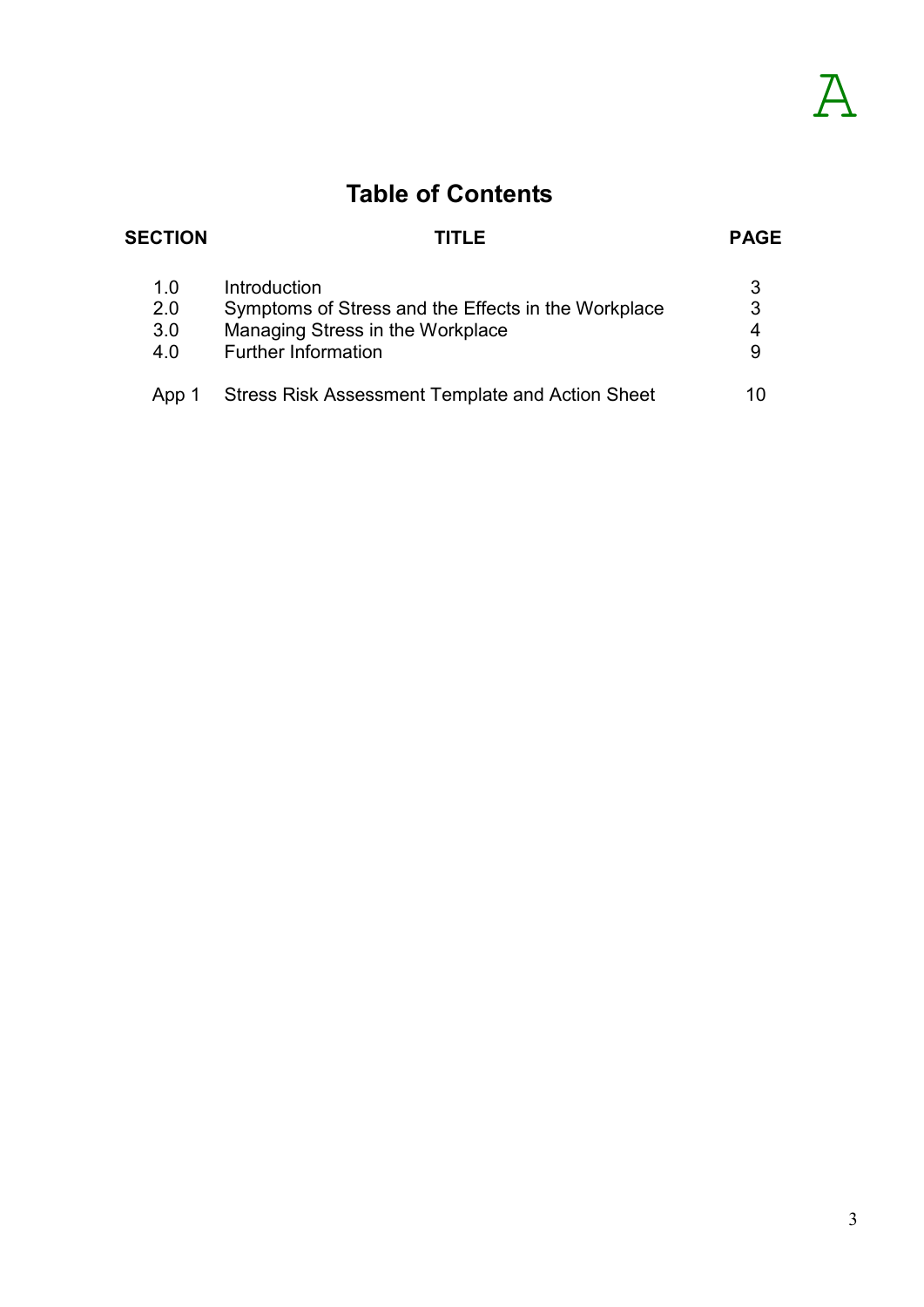A

# Table of Contents

| SECTION | TITLE | PAGE |
|---|---|---|
| 1.0 | Introduction | 3 |
| 2.0 | Symptoms of Stress and the Effects in the Workplace | 3 |
| 3.0 | Managing Stress in the Workplace | 4 |
| 4.0 | Further Information | 9 |
| App 1 | Stress Risk Assessment Template and Action Sheet | 10 |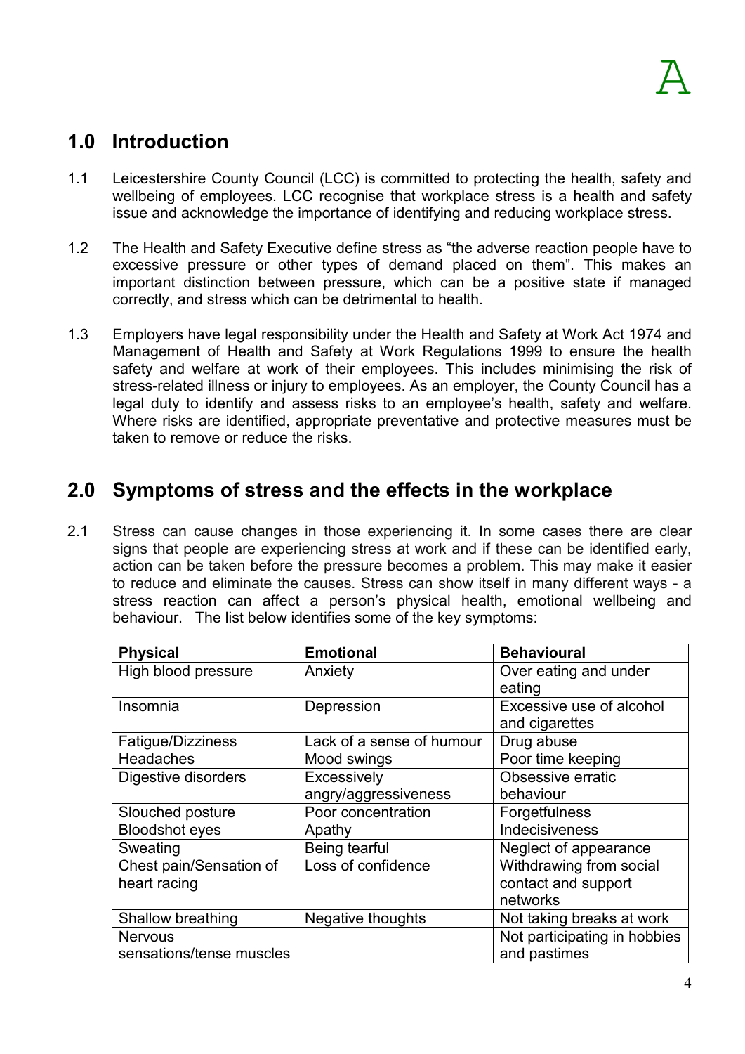A

## 1.0 Introduction

1.1 Leicestershire County Council (LCC) is committed to protecting the health, safety and wellbeing of employees. LCC recognise that workplace stress is a health and safety issue and acknowledge the importance of identifying and reducing workplace stress.

1.2 The Health and Safety Executive define stress as "the adverse reaction people have to excessive pressure or other types of demand placed on them". This makes an important distinction between pressure, which can be a positive state if managed correctly, and stress which can be detrimental to health.

1.3 Employers have legal responsibility under the Health and Safety at Work Act 1974 and Management of Health and Safety at Work Regulations 1999 to ensure the health safety and welfare at work of their employees. This includes minimising the risk of stress-related illness or injury to employees. As an employer, the County Council has a legal duty to identify and assess risks to an employee's health, safety and welfare. Where risks are identified, appropriate preventative and protective measures must be taken to remove or reduce the risks.

## 2.0 Symptoms of stress and the effects in the workplace

2.1 Stress can cause changes in those experiencing it. In some cases there are clear signs that people are experiencing stress at work and if these can be identified early, action can be taken before the pressure becomes a problem. This may make it easier to reduce and eliminate the causes. Stress can show itself in many different ways - a stress reaction can affect a person's physical health, emotional wellbeing and behaviour. The list below identifies some of the key symptoms:

| Physical | Emotional | Behavioural |
| --- | --- | --- |
| High blood pressure | Anxiety | Over eating and under eating |
| Insomnia | Depression | Excessive use of alcohol and cigarettes |
| Fatigue/Dizziness | Lack of a sense of humour | Drug abuse |
| Headaches | Mood swings | Poor time keeping |
| Digestive disorders | Excessively angry/aggressiveness | Obsessive erratic behaviour |
| Slouched posture | Poor concentration | Forgetfulness |
| Bloodshot eyes | Apathy | Indecisiveness |
| Sweating | Being tearful | Neglect of appearance |
| Chest pain/Sensation of heart racing | Loss of confidence | Withdrawing from social contact and support networks |
| Shallow breathing | Negative thoughts | Not taking breaks at work |
| Nervous sensations/tense muscles | | Not participating in hobbies and pastimes |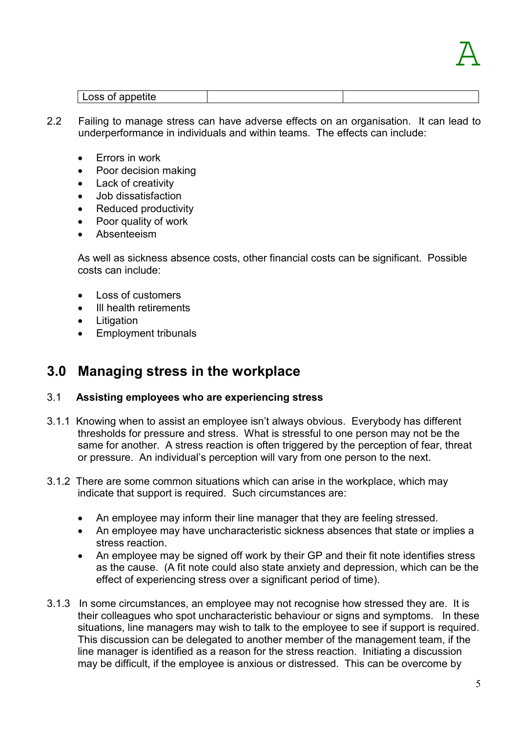| Loss of appetite | | |
|---|---|---|

2.2 Failing to manage stress can have adverse effects on an organisation. It can lead to underperformance in individuals and within teams. The effects can include:

- Errors in work
- Poor decision making
- Lack of creativity
- Job dissatisfaction
- Reduced productivity
- Poor quality of work
- Absenteeism

As well as sickness absence costs, other financial costs can be significant. Possible costs can include:

- Loss of customers
- Ill health retirements
- Litigation
- Employment tribunals

## 3.0 Managing stress in the workplace

### 3.1 Assisting employees who are experiencing stress

3.1.1 Knowing when to assist an employee isn't always obvious. Everybody has different thresholds for pressure and stress. What is stressful to one person may not be the same for another. A stress reaction is often triggered by the perception of fear, threat or pressure. An individual's perception will vary from one person to the next.

3.1.2 There are some common situations which can arise in the workplace, which may indicate that support is required. Such circumstances are:

- An employee may inform their line manager that they are feeling stressed.
- An employee may have uncharacteristic sickness absences that state or implies a stress reaction.
- An employee may be signed off work by their GP and their fit note identifies stress as the cause. (A fit note could also state anxiety and depression, which can be the effect of experiencing stress over a significant period of time).

3.1.3 In some circumstances, an employee may not recognise how stressed they are. It is their colleagues who spot uncharacteristic behaviour or signs and symptoms. In these situations, line managers may wish to talk to the employee to see if support is required. This discussion can be delegated to another member of the management team, if the line manager is identified as a reason for the stress reaction. Initiating a discussion may be difficult, if the employee is anxious or distressed. This can be overcome by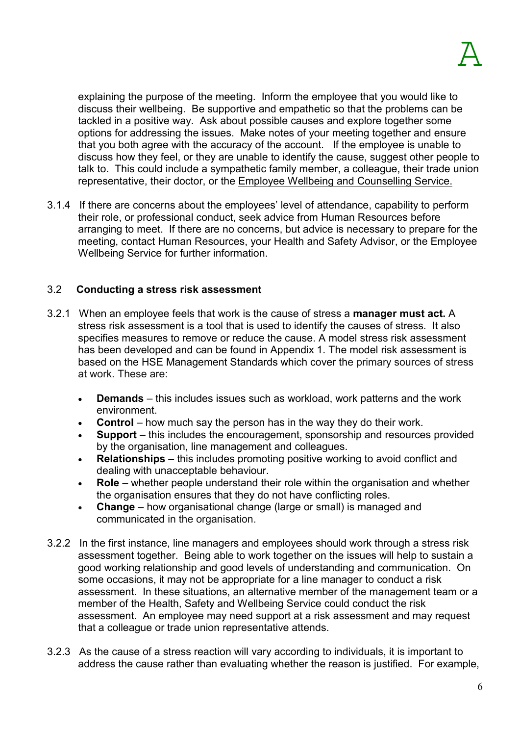explaining the purpose of the meeting. Inform the employee that you would like to discuss their wellbeing. Be supportive and empathetic so that the problems can be tackled in a positive way. Ask about possible causes and explore together some options for addressing the issues. Make notes of your meeting together and ensure that you both agree with the accuracy of the account. If the employee is unable to discuss how they feel, or they are unable to identify the cause, suggest other people to talk to. This could include a sympathetic family member, a colleague, their trade union representative, their doctor, or the Employee Wellbeing and Counselling Service.

3.1.4 If there are concerns about the employees' level of attendance, capability to perform their role, or professional conduct, seek advice from Human Resources before arranging to meet. If there are no concerns, but advice is necessary to prepare for the meeting, contact Human Resources, your Health and Safety Advisor, or the Employee Wellbeing Service for further information.

### 3.2 Conducting a stress risk assessment

3.2.1 When an employee feels that work is the cause of stress a **manager must act.** A stress risk assessment is a tool that is used to identify the causes of stress. It also specifies measures to remove or reduce the cause. A model stress risk assessment has been developed and can be found in Appendix 1. The model risk assessment is based on the HSE Management Standards which cover the primary sources of stress at work. These are:

- **Demands** – this includes issues such as workload, work patterns and the work environment.
- **Control** – how much say the person has in the way they do their work.
- **Support** – this includes the encouragement, sponsorship and resources provided by the organisation, line management and colleagues.
- **Relationships** – this includes promoting positive working to avoid conflict and dealing with unacceptable behaviour.
- **Role** – whether people understand their role within the organisation and whether the organisation ensures that they do not have conflicting roles.
- **Change** – how organisational change (large or small) is managed and communicated in the organisation.

3.2.2 In the first instance, line managers and employees should work through a stress risk assessment together. Being able to work together on the issues will help to sustain a good working relationship and good levels of understanding and communication. On some occasions, it may not be appropriate for a line manager to conduct a risk assessment. In these situations, an alternative member of the management team or a member of the Health, Safety and Wellbeing Service could conduct the risk assessment. An employee may need support at a risk assessment and may request that a colleague or trade union representative attends.

3.2.3 As the cause of a stress reaction will vary according to individuals, it is important to address the cause rather than evaluating whether the reason is justified. For example,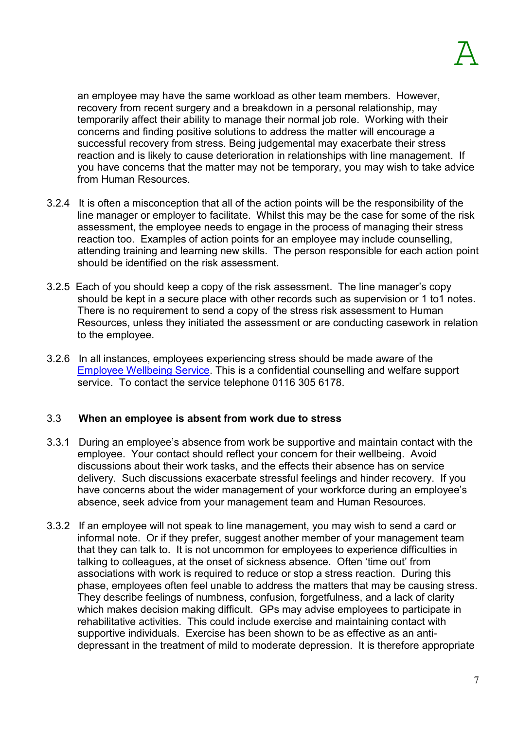an employee may have the same workload as other team members. However, recovery from recent surgery and a breakdown in a personal relationship, may temporarily affect their ability to manage their normal job role. Working with their concerns and finding positive solutions to address the matter will encourage a successful recovery from stress. Being judgemental may exacerbate their stress reaction and is likely to cause deterioration in relationships with line management. If you have concerns that the matter may not be temporary, you may wish to take advice from Human Resources.

3.2.4 It is often a misconception that all of the action points will be the responsibility of the line manager or employer to facilitate. Whilst this may be the case for some of the risk assessment, the employee needs to engage in the process of managing their stress reaction too. Examples of action points for an employee may include counselling, attending training and learning new skills. The person responsible for each action point should be identified on the risk assessment.

3.2.5 Each of you should keep a copy of the risk assessment. The line manager's copy should be kept in a secure place with other records such as supervision or 1 to1 notes. There is no requirement to send a copy of the stress risk assessment to Human Resources, unless they initiated the assessment or are conducting casework in relation to the employee.

3.2.6 In all instances, employees experiencing stress should be made aware of the Employee Wellbeing Service. This is a confidential counselling and welfare support service. To contact the service telephone 0116 305 6178.

### 3.3 When an employee is absent from work due to stress

3.3.1 During an employee's absence from work be supportive and maintain contact with the employee. Your contact should reflect your concern for their wellbeing. Avoid discussions about their work tasks, and the effects their absence has on service delivery. Such discussions exacerbate stressful feelings and hinder recovery. If you have concerns about the wider management of your workforce during an employee's absence, seek advice from your management team and Human Resources.

3.3.2 If an employee will not speak to line management, you may wish to send a card or informal note. Or if they prefer, suggest another member of your management team that they can talk to. It is not uncommon for employees to experience difficulties in talking to colleagues, at the onset of sickness absence. Often 'time out' from associations with work is required to reduce or stop a stress reaction. During this phase, employees often feel unable to address the matters that may be causing stress. They describe feelings of numbness, confusion, forgetfulness, and a lack of clarity which makes decision making difficult. GPs may advise employees to participate in rehabilitative activities. This could include exercise and maintaining contact with supportive individuals. Exercise has been shown to be as effective as an anti-depressant in the treatment of mild to moderate depression. It is therefore appropriate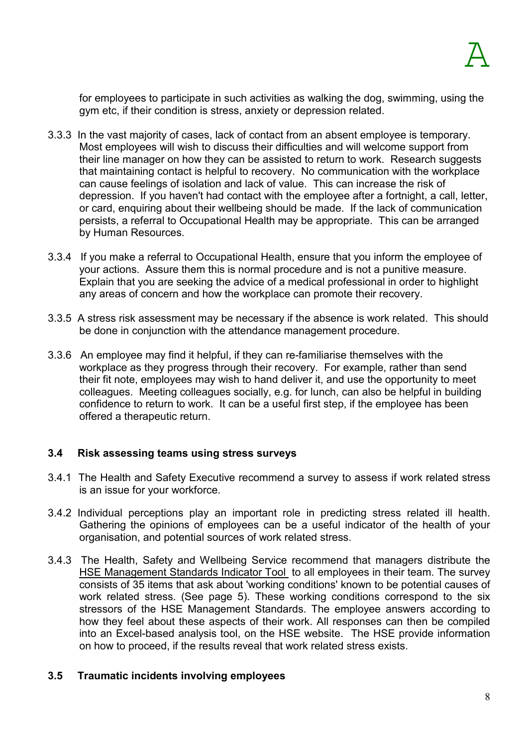for employees to participate in such activities as walking the dog, swimming, using the gym etc, if their condition is stress, anxiety or depression related.

3.3.3 In the vast majority of cases, lack of contact from an absent employee is temporary. Most employees will wish to discuss their difficulties and will welcome support from their line manager on how they can be assisted to return to work. Research suggests that maintaining contact is helpful to recovery. No communication with the workplace can cause feelings of isolation and lack of value. This can increase the risk of depression. If you haven't had contact with the employee after a fortnight, a call, letter, or card, enquiring about their wellbeing should be made. If the lack of communication persists, a referral to Occupational Health may be appropriate. This can be arranged by Human Resources.

3.3.4 If you make a referral to Occupational Health, ensure that you inform the employee of your actions. Assure them this is normal procedure and is not a punitive measure. Explain that you are seeking the advice of a medical professional in order to highlight any areas of concern and how the workplace can promote their recovery.

3.3.5 A stress risk assessment may be necessary if the absence is work related. This should be done in conjunction with the attendance management procedure.

3.3.6 An employee may find it helpful, if they can re-familiarise themselves with the workplace as they progress through their recovery. For example, rather than send their fit note, employees may wish to hand deliver it, and use the opportunity to meet colleagues. Meeting colleagues socially, e.g. for lunch, can also be helpful in building confidence to return to work. It can be a useful first step, if the employee has been offered a therapeutic return.

### 3.4 Risk assessing teams using stress surveys

3.4.1 The Health and Safety Executive recommend a survey to assess if work related stress is an issue for your workforce.

3.4.2 Individual perceptions play an important role in predicting stress related ill health. Gathering the opinions of employees can be a useful indicator of the health of your organisation, and potential sources of work related stress.

3.4.3 The Health, Safety and Wellbeing Service recommend that managers distribute the HSE Management Standards Indicator Tool to all employees in their team. The survey consists of 35 items that ask about 'working conditions' known to be potential causes of work related stress. (See page 5). These working conditions correspond to the six stressors of the HSE Management Standards. The employee answers according to how they feel about these aspects of their work. All responses can then be compiled into an Excel-based analysis tool, on the HSE website. The HSE provide information on how to proceed, if the results reveal that work related stress exists.

### 3.5 Traumatic incidents involving employees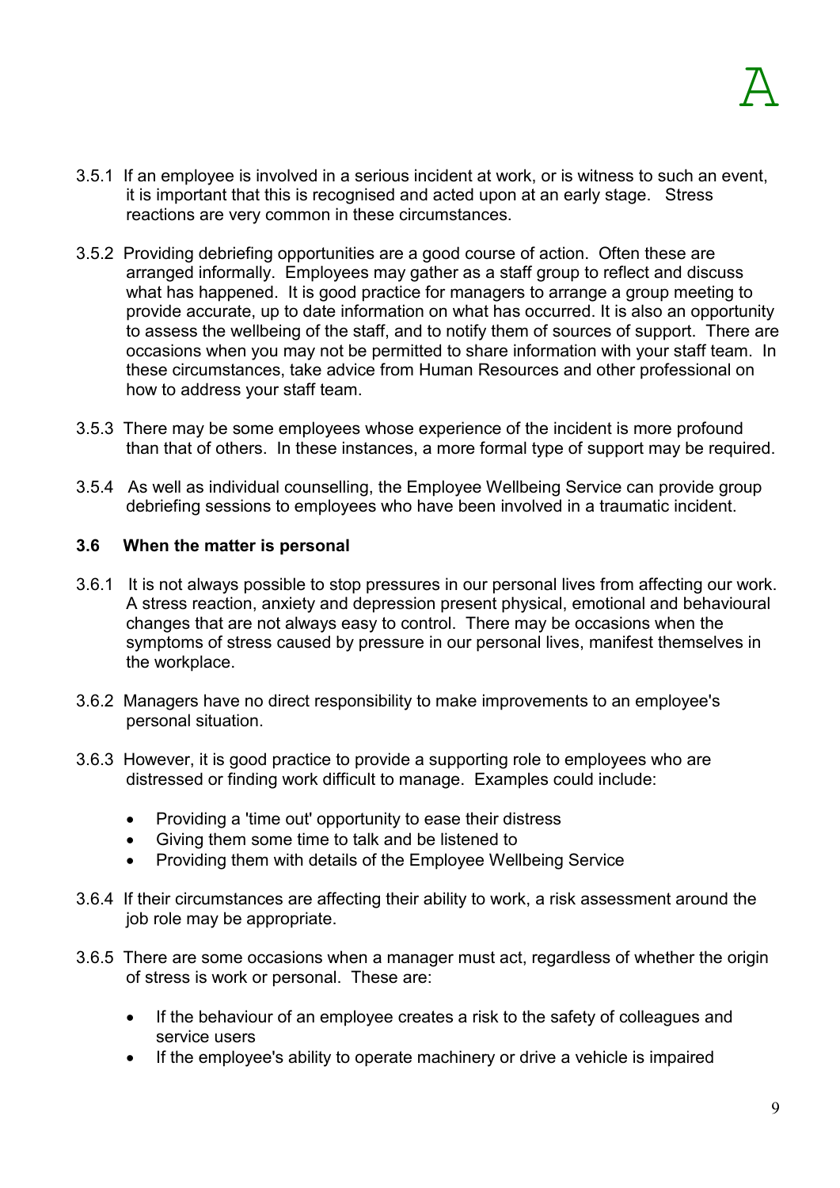3.5.1 If an employee is involved in a serious incident at work, or is witness to such an event, it is important that this is recognised and acted upon at an early stage. Stress reactions are very common in these circumstances.

3.5.2 Providing debriefing opportunities are a good course of action. Often these are arranged informally. Employees may gather as a staff group to reflect and discuss what has happened. It is good practice for managers to arrange a group meeting to provide accurate, up to date information on what has occurred. It is also an opportunity to assess the wellbeing of the staff, and to notify them of sources of support. There are occasions when you may not be permitted to share information with your staff team. In these circumstances, take advice from Human Resources and other professional on how to address your staff team.

3.5.3 There may be some employees whose experience of the incident is more profound than that of others. In these instances, a more formal type of support may be required.

3.5.4 As well as individual counselling, the Employee Wellbeing Service can provide group debriefing sessions to employees who have been involved in a traumatic incident.

### 3.6 When the matter is personal

3.6.1 It is not always possible to stop pressures in our personal lives from affecting our work. A stress reaction, anxiety and depression present physical, emotional and behavioural changes that are not always easy to control. There may be occasions when the symptoms of stress caused by pressure in our personal lives, manifest themselves in the workplace.

3.6.2 Managers have no direct responsibility to make improvements to an employee's personal situation.

3.6.3 However, it is good practice to provide a supporting role to employees who are distressed or finding work difficult to manage. Examples could include:

- Providing a 'time out' opportunity to ease their distress
- Giving them some time to talk and be listened to
- Providing them with details of the Employee Wellbeing Service

3.6.4 If their circumstances are affecting their ability to work, a risk assessment around the job role may be appropriate.

3.6.5 There are some occasions when a manager must act, regardless of whether the origin of stress is work or personal. These are:

- If the behaviour of an employee creates a risk to the safety of colleagues and service users
- If the employee's ability to operate machinery or drive a vehicle is impaired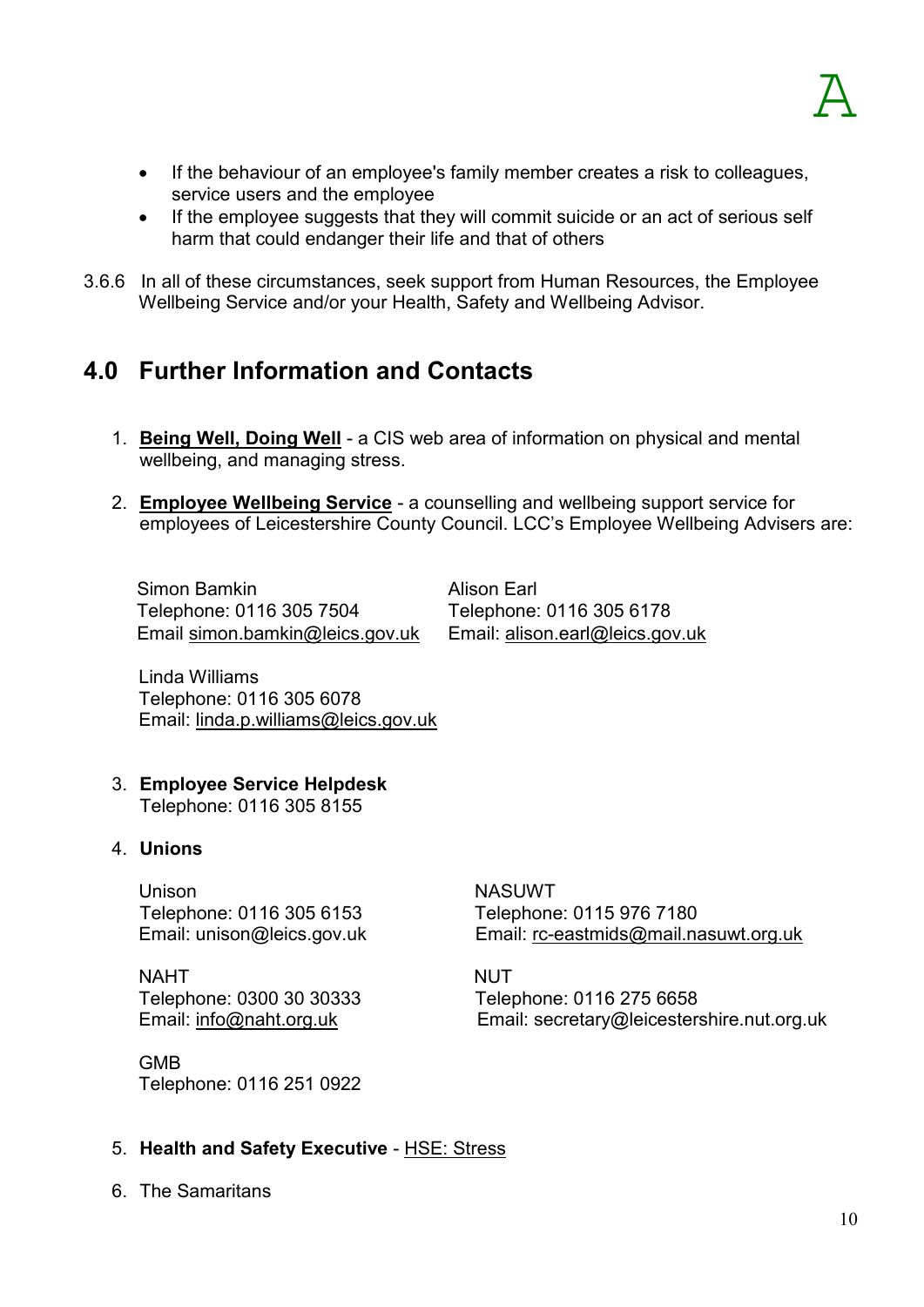- If the behaviour of an employee's family member creates a risk to colleagues, service users and the employee
- If the employee suggests that they will commit suicide or an act of serious self harm that could endanger their life and that of others

3.6.6 In all of these circumstances, seek support from Human Resources, the Employee Wellbeing Service and/or your Health, Safety and Wellbeing Advisor.

## 4.0 Further Information and Contacts

1. **Being Well, Doing Well** - a CIS web area of information on physical and mental wellbeing, and managing stress.

2. **Employee Wellbeing Service** - a counselling and wellbeing support service for employees of Leicestershire County Council. LCC's Employee Wellbeing Advisers are:

   Simon Bamkin
   Telephone: 0116 305 7504
   Email simon.bamkin@leics.gov.uk

   Alison Earl
   Telephone: 0116 305 6178
   Email: alison.earl@leics.gov.uk

   Linda Williams
   Telephone: 0116 305 6078
   Email: linda.p.williams@leics.gov.uk

3. **Employee Service Helpdesk**
   Telephone: 0116 305 8155

4. **Unions**

   Unison
   Telephone: 0116 305 6153
   Email: unison@leics.gov.uk

   NASUWT
   Telephone: 0115 976 7180
   Email: rc-eastmids@mail.nasuwt.org.uk

   NAHT
   Telephone: 0300 30 30333
   Email: info@naht.org.uk

   NUT
   Telephone: 0116 275 6658
   Email: secretary@leicestershire.nut.org.uk

   GMB
   Telephone: 0116 251 0922

5. **Health and Safety Executive** - HSE: Stress

6. The Samaritans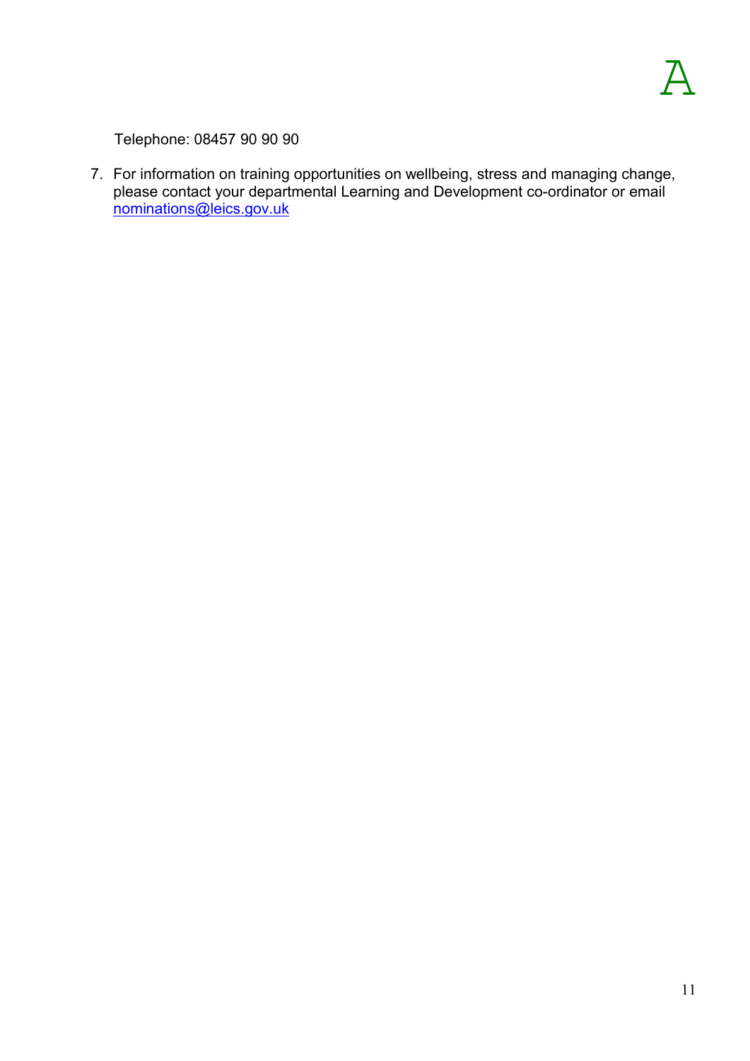Telephone: 08457 90 90 90

7. For information on training opportunities on wellbeing, stress and managing change, please contact your departmental Learning and Development co-ordinator or email nominations@leics.gov.uk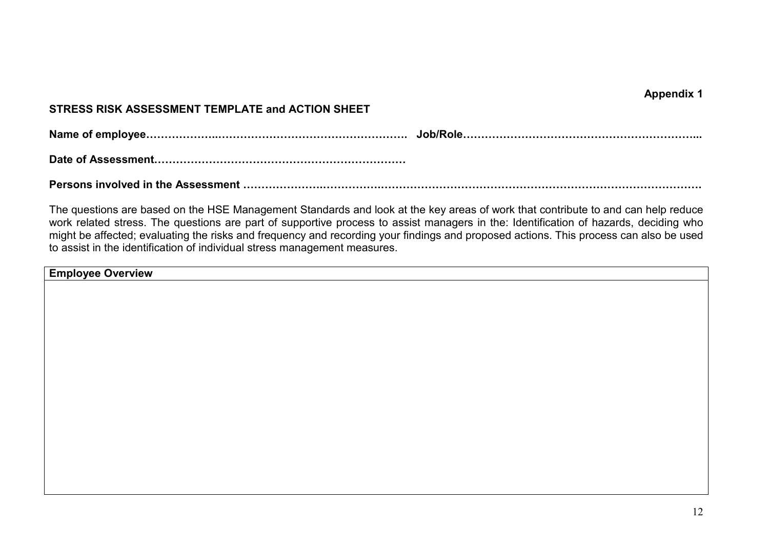**Appendix 1**

**STRESS RISK ASSESSMENT TEMPLATE and ACTION SHEET**

**Name of employee………………..…………………………………………. Job/Role………………………………………………………...**

**Date of Assessment.……………………………………………………………**

**Persons involved in the Assessment ………………….…………….…………………………………………………………………………….**

The questions are based on the HSE Management Standards and look at the key areas of work that contribute to and can help reduce work related stress. The questions are part of supportive process to assist managers in the: Identification of hazards, deciding who might be affected; evaluating the risks and frequency and recording your findings and proposed actions. This process can also be used to assist in the identification of individual stress management measures.

| **Employee Overview** |
|---|
| |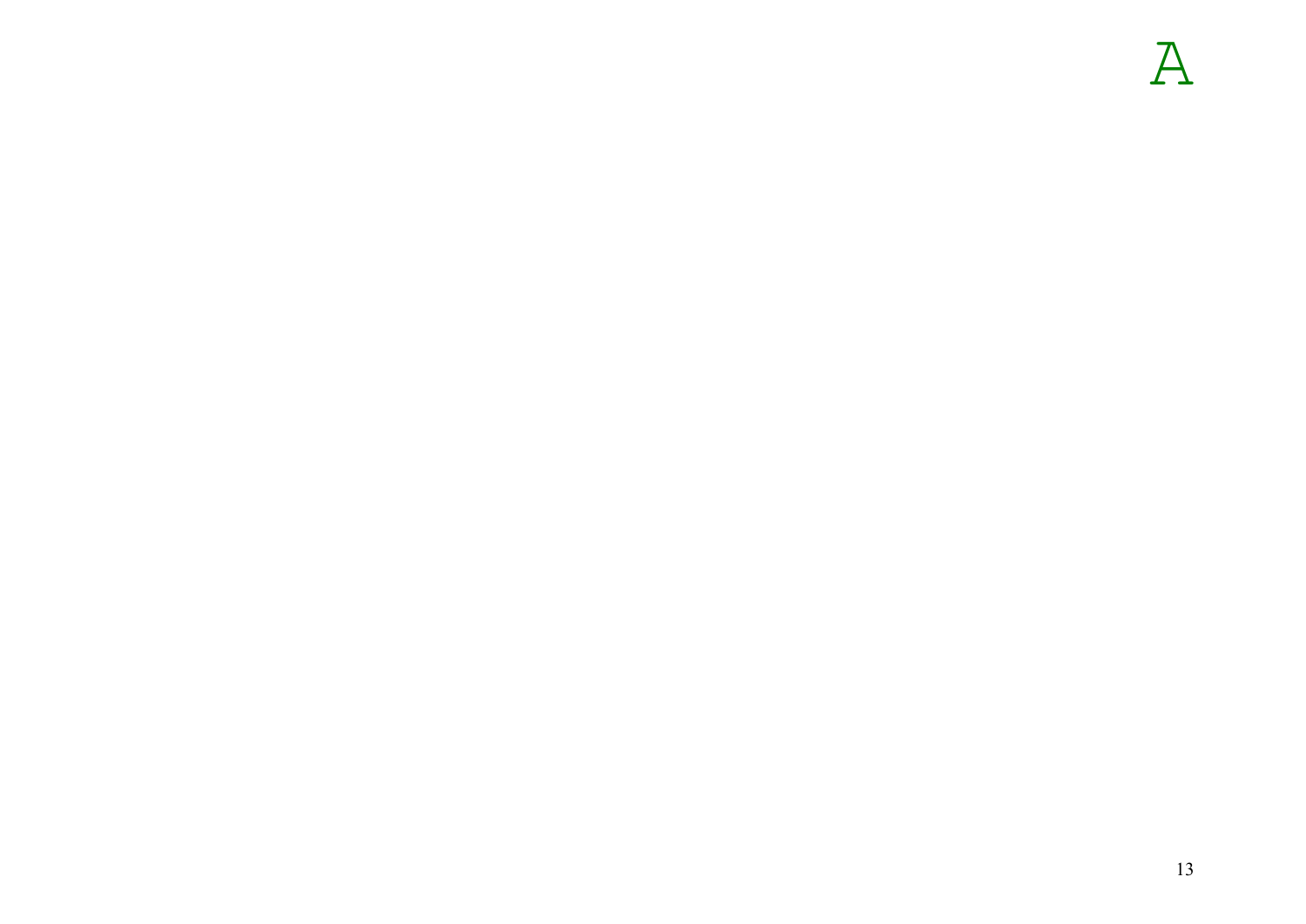A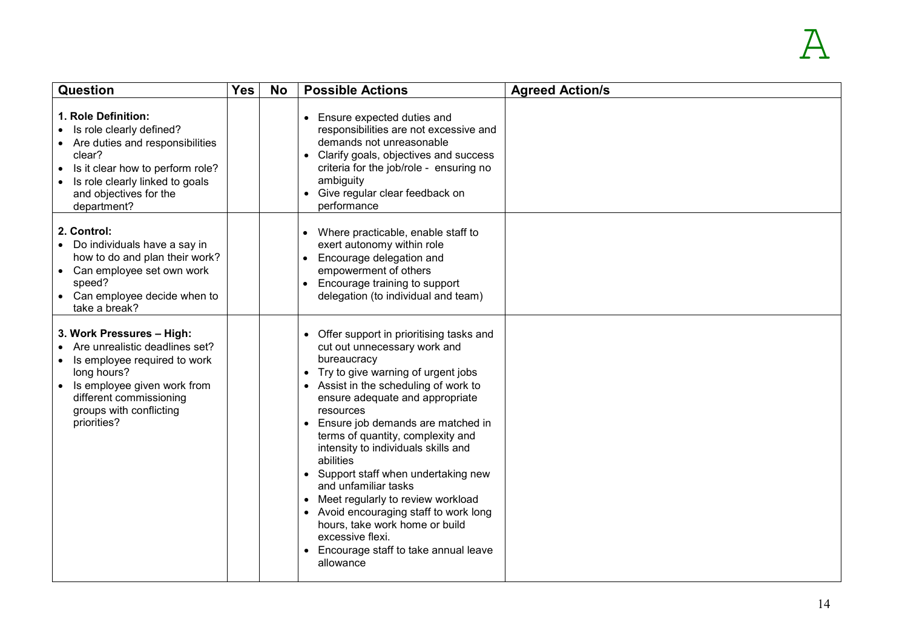A

| Question | Yes | No | Possible Actions | Agreed Action/s |
|---|---|---|---|---|
| **1. Role Definition:**<br>• Is role clearly defined?<br>• Are duties and responsibilities clear?<br>• Is it clear how to perform role?<br>• Is role clearly linked to goals and objectives for the department? | | | • Ensure expected duties and responsibilities are not excessive and demands not unreasonable<br>• Clarify goals, objectives and success criteria for the job/role - ensuring no ambiguity<br>• Give regular clear feedback on performance | |
| **2. Control:**<br>• Do individuals have a say in how to do and plan their work?<br>• Can employee set own work speed?<br>• Can employee decide when to take a break? | | | • Where practicable, enable staff to exert autonomy within role<br>• Encourage delegation and empowerment of others<br>• Encourage training to support delegation (to individual and team) | |
| **3. Work Pressures – High:**<br>• Are unrealistic deadlines set?<br>• Is employee required to work long hours?<br>• Is employee given work from different commissioning groups with conflicting priorities? | | | • Offer support in prioritising tasks and cut out unnecessary work and bureaucracy<br>• Try to give warning of urgent jobs<br>• Assist in the scheduling of work to ensure adequate and appropriate resources<br>• Ensure job demands are matched in terms of quantity, complexity and intensity to individuals skills and abilities<br>• Support staff when undertaking new and unfamiliar tasks<br>• Meet regularly to review workload<br>• Avoid encouraging staff to work long hours, take work home or build excessive flexi.<br>• Encourage staff to take annual leave allowance | |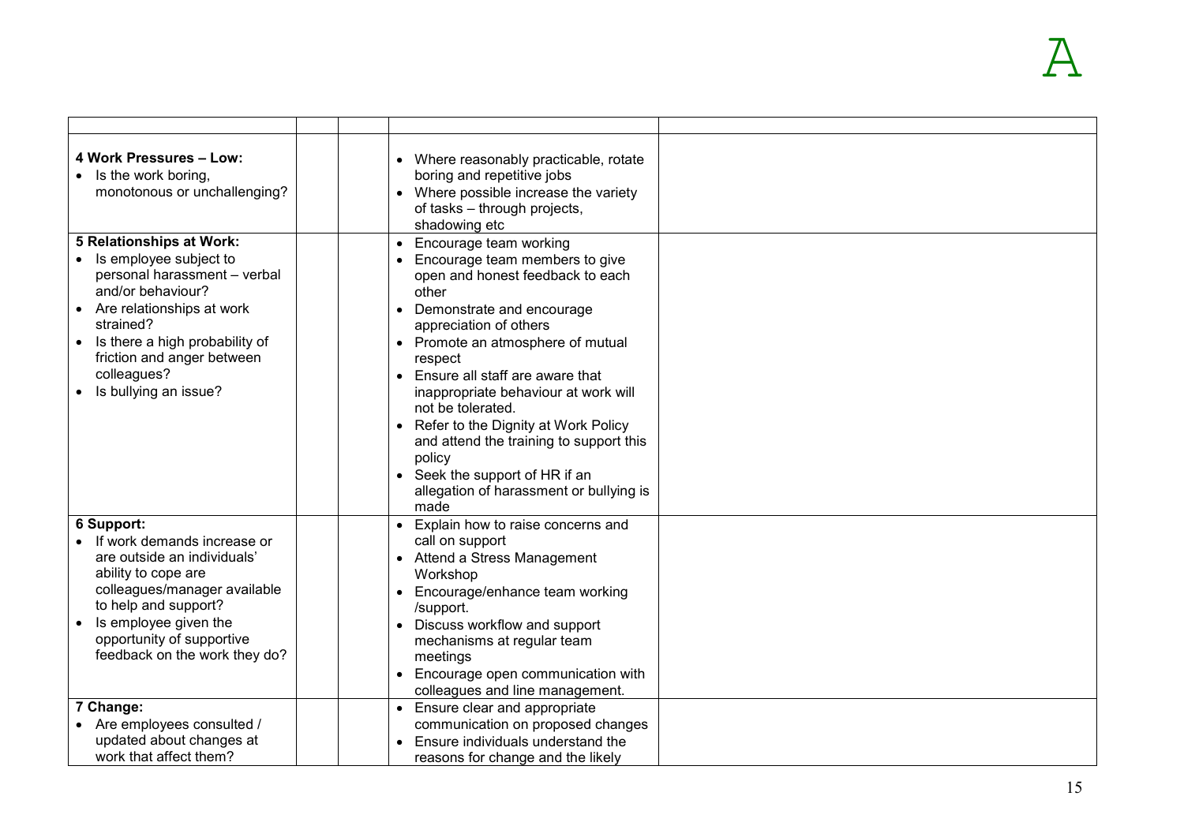| | | | | |
|---|---|---|---|---|
| **4 Work Pressures – Low:**<br>• Is the work boring, monotonous or unchallenging? | | | • Where reasonably practicable, rotate boring and repetitive jobs<br>• Where possible increase the variety of tasks – through projects, shadowing etc | |
| **5 Relationships at Work:**<br>• Is employee subject to personal harassment – verbal and/or behaviour?<br>• Are relationships at work strained?<br>• Is there a high probability of friction and anger between colleagues?<br>• Is bullying an issue? | | | • Encourage team working<br>• Encourage team members to give open and honest feedback to each other<br>• Demonstrate and encourage appreciation of others<br>• Promote an atmosphere of mutual respect<br>• Ensure all staff are aware that inappropriate behaviour at work will not be tolerated.<br>• Refer to the Dignity at Work Policy and attend the training to support this policy<br>• Seek the support of HR if an allegation of harassment or bullying is made | |
| **6 Support:**<br>• If work demands increase or are outside an individuals' ability to cope are colleagues/manager available to help and support?<br>• Is employee given the opportunity of supportive feedback on the work they do? | | | • Explain how to raise concerns and call on support<br>• Attend a Stress Management Workshop<br>• Encourage/enhance team working /support.<br>• Discuss workflow and support mechanisms at regular team meetings<br>• Encourage open communication with colleagues and line management. | |
| **7 Change:**<br>• Are employees consulted / updated about changes at work that affect them? | | | • Ensure clear and appropriate communication on proposed changes<br>• Ensure individuals understand the reasons for change and the likely | |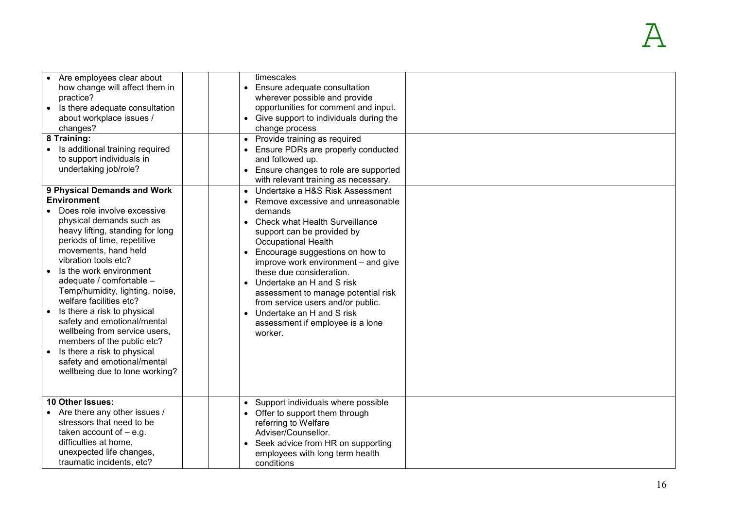| | | | | |
|---|---|---|---|---|
| • Are employees clear about how change will affect them in practice?<br>• Is there adequate consultation about workplace issues / changes? | | | timescales<br>• Ensure adequate consultation wherever possible and provide opportunities for comment and input.<br>• Give support to individuals during the change process | |
| **8 Training:**<br>• Is additional training required to support individuals in undertaking job/role? | | | • Provide training as required<br>• Ensure PDRs are properly conducted and followed up.<br>• Ensure changes to role are supported with relevant training as necessary. | |
| **9 Physical Demands and Work Environment**<br>• Does role involve excessive physical demands such as heavy lifting, standing for long periods of time, repetitive movements, hand held vibration tools etc?<br>• Is the work environment adequate / comfortable – Temp/humidity, lighting, noise, welfare facilities etc?<br>• Is there a risk to physical safety and emotional/mental wellbeing from service users, members of the public etc?<br>• Is there a risk to physical safety and emotional/mental wellbeing due to lone working? | | | • Undertake a H&S Risk Assessment<br>• Remove excessive and unreasonable demands<br>• Check what Health Surveillance support can be provided by Occupational Health<br>• Encourage suggestions on how to improve work environment – and give these due consideration.<br>• Undertake an H and S risk assessment to manage potential risk from service users and/or public.<br>• Undertake an H and S risk assessment if employee is a lone worker. | |
| **10 Other Issues:**<br>• Are there any other issues / stressors that need to be taken account of – e.g. difficulties at home, unexpected life changes, traumatic incidents, etc? | | | • Support individuals where possible<br>• Offer to support them through referring to Welfare Adviser/Counsellor.<br>• Seek advice from HR on supporting employees with long term health conditions | |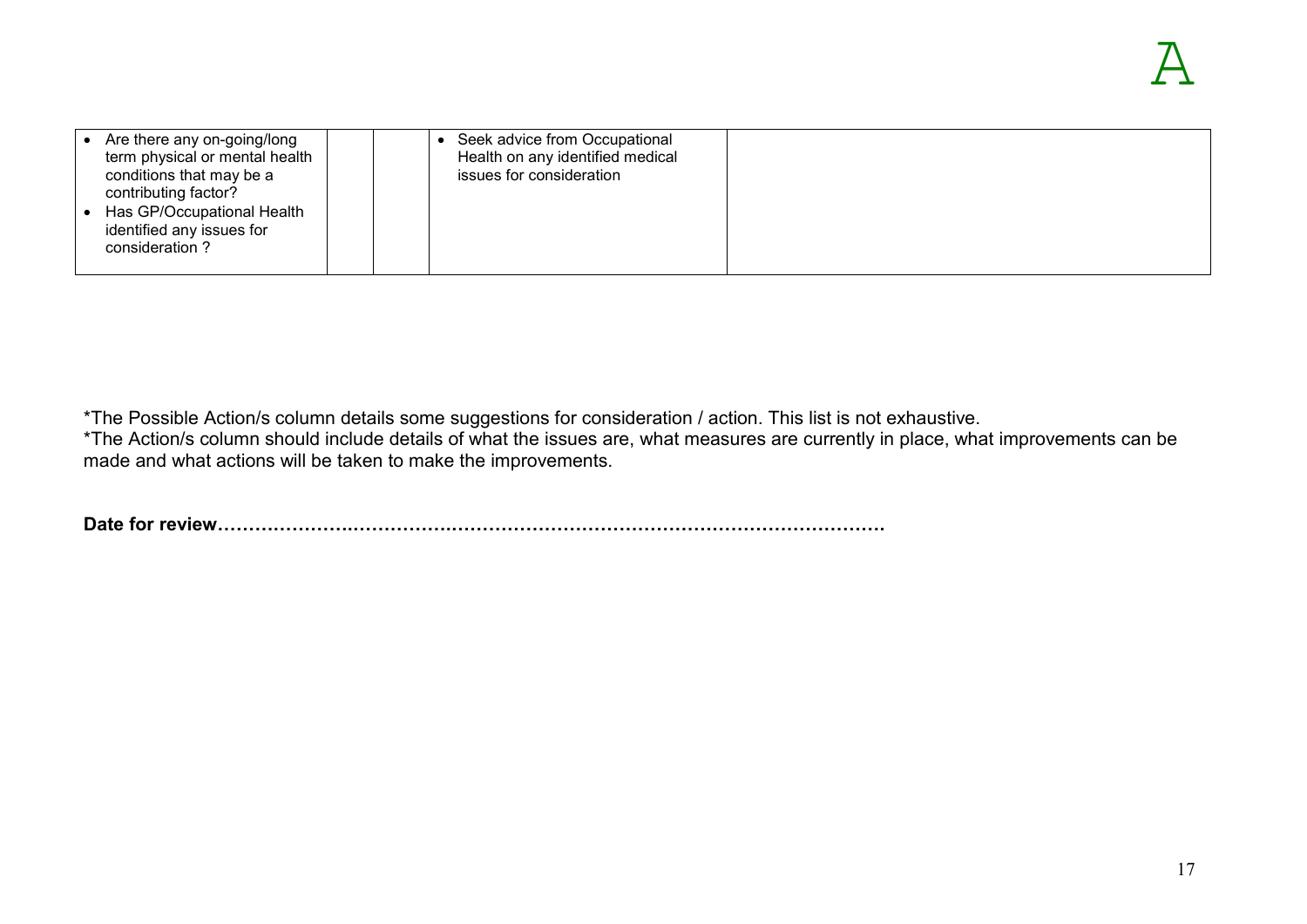| | | | | |
|---|---|---|---|---|
| • Are there any on-going/long term physical or mental health conditions that may be a contributing factor?<br>• Has GP/Occupational Health identified any issues for consideration ? | | | • Seek advice from Occupational Health on any identified medical issues for consideration | |

*The Possible Action/s column details some suggestions for consideration / action. This list is not exhaustive.
*The Action/s column should include details of what the issues are, what measures are currently in place, what improvements can be made and what actions will be taken to make the improvements.

**Date for review……………………………………………………………………………………………**